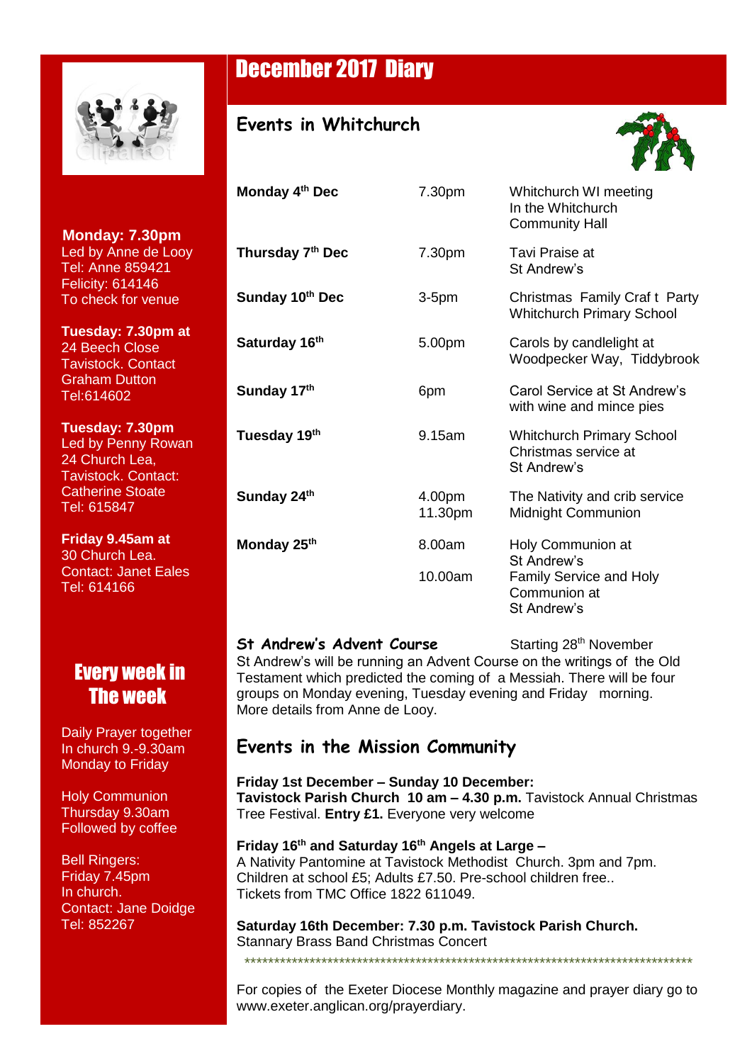# December 2017 Diary

## Events in Whitchurch

| | | |
|---|---|---|
| **Monday 4th Dec** | 7.30pm | Whitchurch WI meeting In the Whitchurch Community Hall |
| **Thursday 7th Dec** | 7.30pm | Tavi Praise at St Andrew's |
| **Sunday 10th Dec** | 3-5pm | Christmas Family Craf t Party Whitchurch Primary School |
| **Saturday 16th** | 5.00pm | Carols by candlelight at Woodpecker Way, Tiddybrook |
| **Sunday 17th** | 6pm | Carol Service at St Andrew's with wine and mince pies |
| **Tuesday 19th** | 9.15am | Whitchurch Primary School Christmas service at St Andrew's |
| **Sunday 24th** | 4.00pm<br>11.30pm | The Nativity and crib service<br>Midnight Communion |
| **Monday 25th** | 8.00am<br>10.00am | Holy Communion at St Andrew's<br>Family Service and Holy Communion at St Andrew's |

### St Andrew's Advent Course

Starting 28th November

St Andrew's will be running an Advent Course on the writings of the Old Testament which predicted the coming of a Messiah. There will be four groups on Monday evening, Tuesday evening and Friday morning. More details from Anne de Looy.

**Monday: 7.30pm**
Led by Anne de Looy
Tel: Anne 859421
Felicity: 614146
To check for venue

**Tuesday: 7.30pm at**
24 Beech Close
Tavistock. Contact
Graham Dutton
Tel:614602

**Tuesday: 7.30pm**
Led by Penny Rowan
24 Church Lea,
Tavistock. Contact:
Catherine Stoate
Tel: 615847

**Friday 9.45am at**
30 Church Lea.
Contact: Janet Eales
Tel: 614166

## Events in the Mission Community

**Friday 1st December – Sunday 10 December:**
**Tavistock Parish Church 10 am – 4.30 p.m.** Tavistock Annual Christmas Tree Festival. **Entry £1.** Everyone very welcome

**Friday 16th and Saturday 16th Angels at Large –**
A Nativity Pantomine at Tavistock Methodist Church. 3pm and 7pm. Children at school £5; Adults £7.50. Pre-school children free.. Tickets from TMC Office 1822 611049.

**Saturday 16th December: 7.30 p.m. Tavistock Parish Church.**
Stannary Brass Band Christmas Concert

*******************************************************************************

For copies of the Exeter Diocese Monthly magazine and prayer diary go to www.exeter.anglican.org/prayerdiary.

## Every week in The week

Daily Prayer together
In church 9.-9.30am
Monday to Friday

Holy Communion
Thursday 9.30am
Followed by coffee

Bell Ringers:
Friday 7.45pm
In church.
Contact: Jane Doidge
Tel: 852267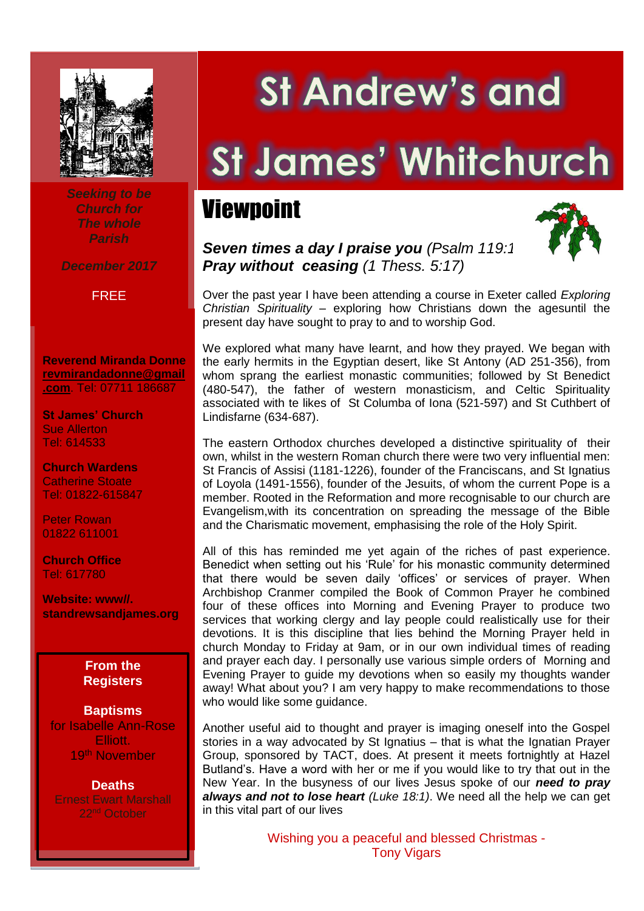# St Andrew's and St James' Whitchurch

*Seeking to be Church for The whole Parish*

*December 2017*

FREE

**Reverend Miranda Donne**
**revmirandadonne@gmail.com**. Tel: 07711 186687

**St James' Church**
Sue Allerton
Tel: 614533

**Church Wardens**
Catherine Stoate
Tel: 01822-615847

Peter Rowan
01822 611001

**Church Office**
Tel: 617780

**Website: www//. standrewsandjames.org**

**From the Registers**

**Baptisms**
for Isabelle Ann-Rose Elliott.
19th November

**Deaths**
Ernest Ewart Marshall
22nd October

## Viewpoint

***Seven times a day I praise you*** *(Psalm 119:1*
***Pray without ceasing*** *(1 Thess. 5:17)*

Over the past year I have been attending a course in Exeter called *Exploring Christian Spirituality* – exploring how Christians down the agesuntil the present day have sought to pray to and to worship God.

We explored what many have learnt, and how they prayed. We began with the early hermits in the Egyptian desert, like St Antony (AD 251-356), from whom sprang the earliest monastic communities; followed by St Benedict (480-547), the father of western monasticism, and Celtic Spirituality associated with te likes of St Columba of Iona (521-597) and St Cuthbert of Lindisfarne (634-687).

The eastern Orthodox churches developed a distinctive spirituality of their own, whilst in the western Roman church there were two very influential men: St Francis of Assisi (1181-1226), founder of the Franciscans, and St Ignatius of Loyola (1491-1556), founder of the Jesuits, of whom the current Pope is a member. Rooted in the Reformation and more recognisable to our church are Evangelism,with its concentration on spreading the message of the Bible and the Charismatic movement, emphasising the role of the Holy Spirit.

All of this has reminded me yet again of the riches of past experience. Benedict when setting out his 'Rule' for his monastic community determined that there would be seven daily 'offices' or services of prayer. When Archbishop Cranmer compiled the Book of Common Prayer he combined four of these offices into Morning and Evening Prayer to produce two services that working clergy and lay people could realistically use for their devotions. It is this discipline that lies behind the Morning Prayer held in church Monday to Friday at 9am, or in our own individual times of reading and prayer each day. I personally use various simple orders of Morning and Evening Prayer to guide my devotions when so easily my thoughts wander away! What about you? I am very happy to make recommendations to those who would like some guidance.

Another useful aid to thought and prayer is imaging oneself into the Gospel stories in a way advocated by St Ignatius – that is what the Ignatian Prayer Group, sponsored by TACT, does. At present it meets fortnightly at Hazel Butland's. Have a word with her or me if you would like to try that out in the New Year. In the busyness of our lives Jesus spoke of our ***need to pray always and not to lose heart*** *(Luke 18:1)*. We need all the help we can get in this vital part of our lives

Wishing you a peaceful and blessed Christmas -
Tony Vigars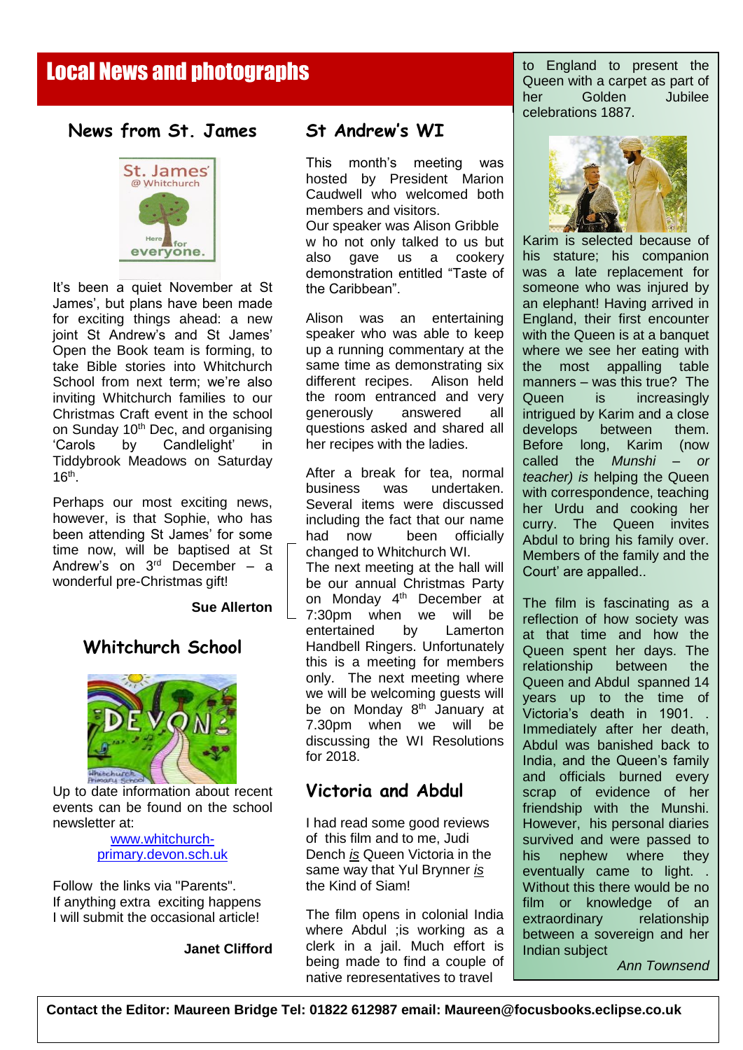# Local News and photographs

## News from St. James

It's been a quiet November at St James', but plans have been made for exciting things ahead: a new joint St Andrew's and St James' Open the Book team is forming, to take Bible stories into Whitchurch School from next term; we're also inviting Whitchurch families to our Christmas Craft event in the school on Sunday 10th Dec, and organising 'Carols by Candlelight' in Tiddybrook Meadows on Saturday 16th.

Perhaps our most exciting news, however, is that Sophie, who has been attending St James' for some time now, will be baptised at St Andrew's on 3rd December – a wonderful pre-Christmas gift!

**Sue Allerton**

## Whitchurch School

Up to date information about recent events can be found on the school newsletter at:

[www.whitchurch-primary.devon.sch.uk](www.whitchurch-primary.devon.sch.uk)

Follow the links via "Parents".
If anything extra exciting happens I will submit the occasional article!

**Janet Clifford**

## St Andrew's WI

This month's meeting was hosted by President Marion Caudwell who welcomed both members and visitors.
Our speaker was Alison Gribble w ho not only talked to us but also gave us a cookery demonstration entitled "Taste of the Caribbean".

Alison was an entertaining speaker who was able to keep up a running commentary at the same time as demonstrating six different recipes. Alison held the room entranced and very generously answered all questions asked and shared all her recipes with the ladies.

After a break for tea, normal business was undertaken. Several items were discussed including the fact that our name had now been officially changed to Whitchurch WI.
The next meeting at the hall will be our annual Christmas Party on Monday 4th December at 7:30pm when we will be entertained by Lamerton Handbell Ringers. Unfortunately this is a meeting for members only. The next meeting where we will be welcoming guests will be on Monday 8th January at 7.30pm when we will be discussing the WI Resolutions for 2018.

## Victoria and Abdul

I had read some good reviews of this film and to me, Judi Dench *is* Queen Victoria in the same way that Yul Brynner *is* the Kind of Siam!

The film opens in colonial India where Abdul ;is working as a clerk in a jail. Much effort is being made to find a couple of native representatives to travel to England to present the Queen with a carpet as part of her Golden Jubilee celebrations 1887.

Karim is selected because of his stature; his companion was a late replacement for someone who was injured by an elephant! Having arrived in England, their first encounter with the Queen is at a banquet where we see her eating with the most appalling table manners – was this true? The Queen is increasingly intrigued by Karim and a close develops between them. Before long, Karim (now called the *Munshi – or teacher) is* helping the Queen with correspondence, teaching her Urdu and cooking her curry. The Queen invites Abdul to bring his family over. Members of the family and the Court' are appalled..

The film is fascinating as a reflection of how society was at that time and how the Queen spent her days. The relationship between the Queen and Abdul spanned 14 years up to the time of Victoria's death in 1901. . Immediately after her death, Abdul was banished back to India, and the Queen's family and officials burned every scrap of evidence of her friendship with the Munshi. However, his personal diaries survived and were passed to his nephew where they eventually came to light. . Without this there would be no film or knowledge of an extraordinary relationship between a sovereign and her Indian subject

*Ann Townsend*

**Contact the Editor: Maureen Bridge Tel: 01822 612987 email: Maureen@focusbooks.eclipse.co.uk**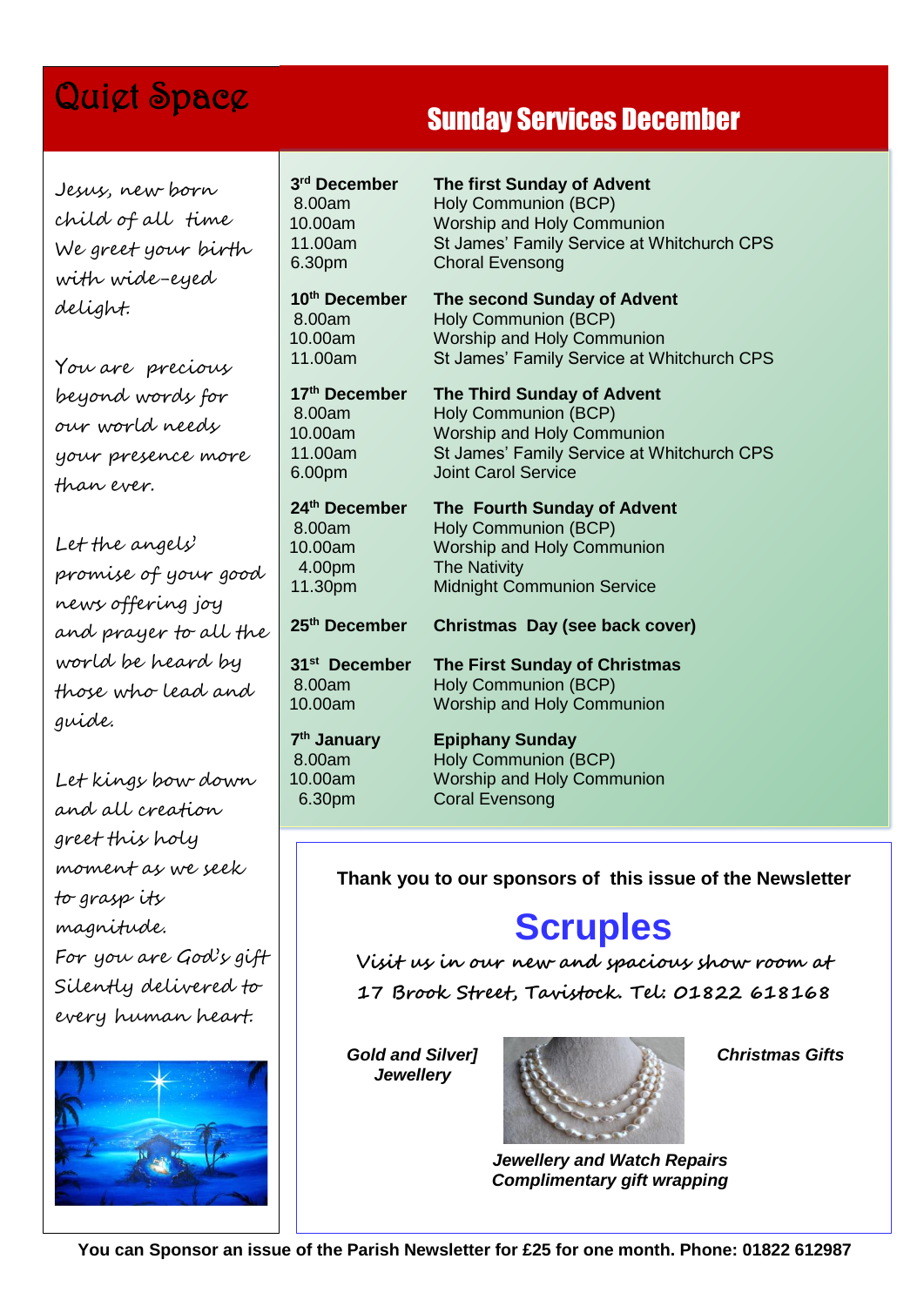# Quiet Space

Jesus, new born child of all time
We greet your birth with wide-eyed delight.

You are precious beyond words for our world needs your presence more than ever.

Let the angels' promise of your good news offering joy and prayer to all the world be heard by those who lead and guide.

Let kings bow down and all creation greet this holy moment as we seek to grasp its magnitude.
For you are God's gift
Silently delivered to every human heart.

# Sunday Services December

**3rd December** — **The first Sunday of Advent**
- 8.00am — Holy Communion (BCP)
- 10.00am — Worship and Holy Communion
- 11.00am — St James' Family Service at Whitchurch CPS
- 6.30pm — Choral Evensong

**10th December** — **The second Sunday of Advent**
- 8.00am — Holy Communion (BCP)
- 10.00am — Worship and Holy Communion
- 11.00am — St James' Family Service at Whitchurch CPS

**17th December** — **The Third Sunday of Advent**
- 8.00am — Holy Communion (BCP)
- 10.00am — Worship and Holy Communion
- 11.00am — St James' Family Service at Whitchurch CPS
- 6.00pm — Joint Carol Service

**24th December** — **The Fourth Sunday of Advent**
- 8.00am — Holy Communion (BCP)
- 10.00am — Worship and Holy Communion
- 4.00pm — The Nativity
- 11.30pm — Midnight Communion Service

**25th December** — **Christmas Day (see back cover)**

**31st December** — **The First Sunday of Christmas**
- 8.00am — Holy Communion (BCP)
- 10.00am — Worship and Holy Communion

**7th January** — **Epiphany Sunday**
- 8.00am — Holy Communion (BCP)
- 10.00am — Worship and Holy Communion
- 6.30pm — Coral Evensong

**Thank you to our sponsors of this issue of the Newsletter**

## Scruples

Visit us in our new and spacious show room at 17 Brook Street, Tavistock. Tel: 01822 618168

***Gold and Silver] Jewellery***

***Christmas Gifts***

***Jewellery and Watch Repairs***
***Complimentary gift wrapping***

**You can Sponsor an issue of the Parish Newsletter for £25 for one month. Phone: 01822 612987**